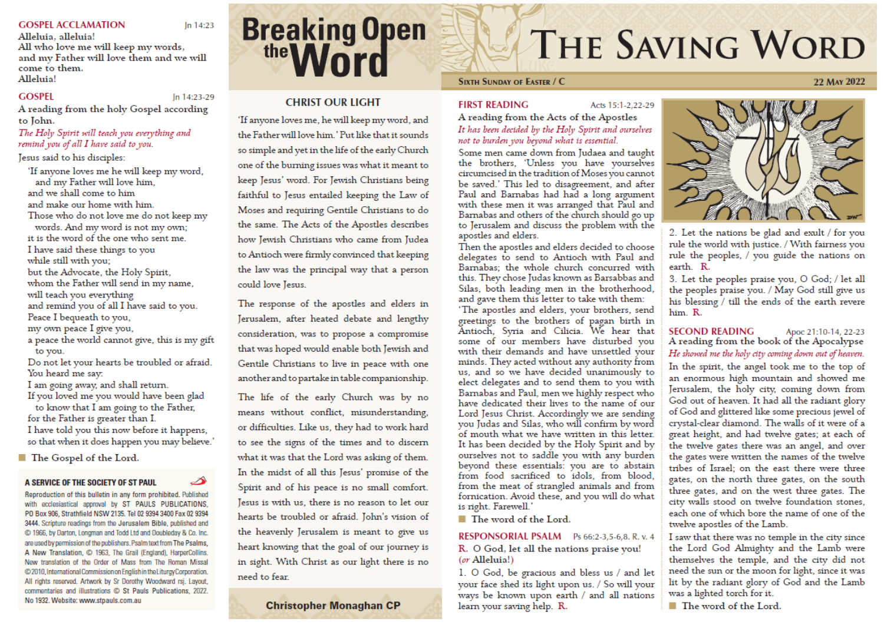# The Saving Word

Sixth Sunday of Easter / C — 22 May 2022

## FIRST READING

Acts 15:1-2,22-29

A reading from the Acts of the Apostles

*It has been decided by the Holy Spirit and ourselves not to burden you beyond what is essential.*

Some men came down from Judaea and taught the brothers, 'Unless you have yourselves circumcised in the tradition of Moses you cannot be saved.' This led to disagreement, and after Paul and Barnabas had had a long argument with these men it was arranged that Paul and Barnabas and others of the church should go up to Jerusalem and discuss the problem with the apostles and elders.

Then the apostles and elders decided to choose delegates to send to Antioch with Paul and Barnabas; the whole church concurred with this. They chose Judas known as Barsabbas and Silas, both leading men in the brotherhood, and gave them this letter to take with them:

'The apostles and elders, your brothers, send greetings to the brothers of pagan birth in Antioch, Syria and Cilicia. We hear that some of our members have disturbed you with their demands and have unsettled your minds. They acted without any authority from us, and so we have decided unanimously to elect delegates and to send them to you with Barnabas and Paul, men we highly respect who have dedicated their lives to the name of our Lord Jesus Christ. Accordingly we are sending you Judas and Silas, who will confirm by word of mouth what we have written in this letter. It has been decided by the Holy Spirit and by ourselves not to saddle you with any burden beyond these essentials: you are to abstain from food sacrificed to idols, from blood, from the meat of strangled animals and from fornication. Avoid these, and you will do what is right. Farewell.'

■ The word of the Lord.

## RESPONSORIAL PSALM

Ps 66:2-3,5-6,8. R. v. 4

**R. O God, let all the nations praise you!**
*(or* **Alleluia!***)*

1. O God, be gracious and bless us / and let your face shed its light upon us. / So will your ways be known upon earth / and all nations learn your saving help. **R.**

2. Let the nations be glad and exult / for you rule the world with justice. / With fairness you rule the peoples, / you guide the nations on earth. **R.**

3. Let the peoples praise you, O God; / let all the peoples praise you. / May God still give us his blessing / till the ends of the earth revere him. **R.**

## SECOND READING

Apoc 21:10-14, 22-23

A reading from the book of the Apocalypse

*He showed me the holy city coming down out of heaven.*

In the spirit, the angel took me to the top of an enormous high mountain and showed me Jerusalem, the holy city, coming down from God out of heaven. It had all the radiant glory of God and glittered like some precious jewel of crystal-clear diamond. The walls of it were of a great height, and had twelve gates; at each of the twelve gates there was an angel, and over the gates were written the names of the twelve tribes of Israel; on the east there were three gates, on the north three gates, on the south three gates, and on the west three gates. The city walls stood on twelve foundation stones, each one of which bore the name of one of the twelve apostles of the Lamb.

I saw that there was no temple in the city since the Lord God Almighty and the Lamb were themselves the temple, and the city did not need the sun or the moon for light, since it was lit by the radiant glory of God and the Lamb was a lighted torch for it.

■ The word of the Lord.

## GOSPEL ACCLAMATION

Jn 14:23

Alleluia, alleluia!
All who love me will keep my words,
and my Father will love them and we will come to them.
Alleluia!

## GOSPEL

Jn 14:23-29

A reading from the holy Gospel according to John.

*The Holy Spirit will teach you everything and remind you of all I have said to you.*

Jesus said to his disciples:

'If anyone loves me he will keep my word,
and my Father will love him,
and we shall come to him
and make our home with him.
Those who do not love me do not keep my words. And my word is not my own;
it is the word of the one who sent me.
I have said these things to you
while still with you;
but the Advocate, the Holy Spirit,
whom the Father will send in my name,
will teach you everything
and remind you of all I have said to you.
Peace I bequeath to you,
my own peace I give you,
a peace the world cannot give, this is my gift to you.
Do not let your hearts be troubled or afraid.
You heard me say:
I am going away, and shall return.
If you loved me you would have been glad to know that I am going to the Father,
for the Father is greater than I.
I have told you this now before it happens,
so that when it does happen you may believe.'

■ The Gospel of the Lord.

# Breaking Open the Word

## CHRIST OUR LIGHT

'If anyone loves me, he will keep my word, and the Father will love him.' Put like that it sounds so simple and yet in the life of the early Church one of the burning issues was what it meant to keep Jesus' word. For Jewish Christians being faithful to Jesus entailed keeping the Law of Moses and requiring Gentile Christians to do the same. The Acts of the Apostles describes how Jewish Christians who came from Judea to Antioch were firmly convinced that keeping the law was the principal way that a person could love Jesus.

The response of the apostles and elders in Jerusalem, after heated debate and lengthy consideration, was to propose a compromise that was hoped would enable both Jewish and Gentile Christians to live in peace with one another and to partake in table companionship.

The life of the early Church was by no means without conflict, misunderstanding, or difficulties. Like us, they had to work hard to see the signs of the times and to discern what it was that the Lord was asking of them. In the midst of all this Jesus' promise of the Spirit and of his peace is no small comfort. Jesus is with us, there is no reason to let our hearts be troubled or afraid. John's vision of the heavenly Jerusalem is meant to give us heart knowing that the goal of our journey is in sight. With Christ as our light there is no need to fear.

**Christopher Monaghan CP**

---

**A SERVICE OF THE SOCIETY OF ST PAUL**

Reproduction of this bulletin in any form prohibited. Published with ecclesiastical approval by ST PAULS PUBLICATIONS, PO Box 906, Strathfield NSW 2135. Tel 02 9394 3400 Fax 02 9394 3444. Scripture readings from the Jerusalem Bible, published and © 1966, by Darton, Longman and Todd Ltd and Doubleday & Co. Inc. are used by permission of the publishers. Psalm text from The Psalms, A New Translation, © 1963, The Grail (England), HarperCollins. New translation of the Order of Mass from The Roman Missal ©2010, International Commission on English in the Liturgy Corporation. All rights reserved. Artwork by Sr Dorothy Woodward rsj. Layout, commentaries and illustrations © St Pauls Publications, 2022. No 1932. Website: www.stpauls.com.au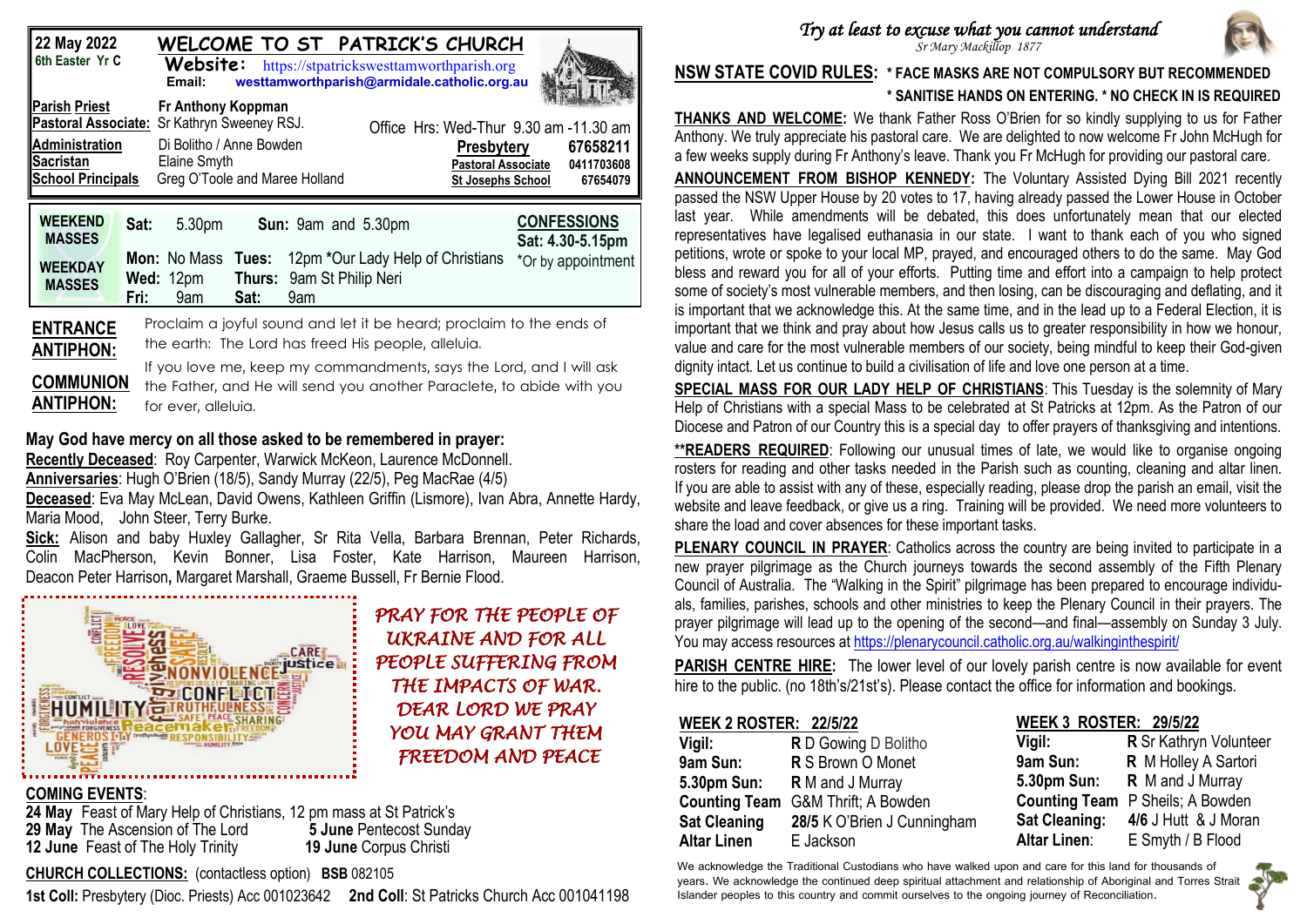**22 May 2022**
**6th Easter Yr C**

# WELCOME TO ST PATRICK'S CHURCH

**Website:** https://stpatrickswesttamworthparish.org
**Email:** westtamworthparish@armidale.catholic.org.au

| | |
|---|---|
| **Parish Priest** | Fr Anthony Koppman |
| **Pastoral Associate:** | Sr Kathryn Sweeney RSJ. |
| **Administration** | Di Bolitho / Anne Bowden |
| **Sacristan** | Elaine Smyth |
| **School Principals** | Greg O'Toole and Maree Holland |

Office Hrs: Wed-Thur 9.30 am -11.30 am

| | |
|---|---|
| **Presbytery** | **67658211** |
| **Pastoral Associate** | **0411703608** |
| **St Josephs School** | **67654079** |

| | | |
|---|---|---|
| **WEEKEND MASSES** | **Sat:** 5.30pm **Sun:** 9am and 5.30pm | **CONFESSIONS** **Sat: 4.30-5.15pm** *Or by appointment |
| **WEEKDAY MASSES** | **Mon:** No Mass **Tues:** 12pm *Our Lady Help of Christians **Wed:** 12pm **Thurs:** 9am St Philip Neri **Fri:** 9am **Sat:** 9am | |

**ENTRANCE ANTIPHON:** Proclaim a joyful sound and let it be heard; proclaim to the ends of the earth: The Lord has freed His people, alleluia.

**COMMUNION ANTIPHON:** If you love me, keep my commandments, says the Lord, and I will ask the Father, and He will send you another Paraclete, to abide with you for ever, alleluia.

**May God have mercy on all those asked to be remembered in prayer:**

**Recently Deceased**: Roy Carpenter, Warwick McKeon, Laurence McDonnell.

**Anniversaries**: Hugh O'Brien (18/5), Sandy Murray (22/5), Peg MacRae (4/5)

**Deceased**: Eva May McLean, David Owens, Kathleen Griffin (Lismore), Ivan Abra, Annette Hardy, Maria Mood, John Steer, Terry Burke.

**Sick:** Alison and baby Huxley Gallagher, Sr Rita Vella, Barbara Brennan, Peter Richards, Colin MacPherson, Kevin Bonner, Lisa Foster, Kate Harrison, Maureen Harrison, Deacon Peter Harrison, Margaret Marshall, Graeme Bussell, Fr Bernie Flood.

*PRAY FOR THE PEOPLE OF UKRAINE AND FOR ALL PEOPLE SUFFERING FROM THE IMPACTS OF WAR. DEAR LORD WE PRAY YOU MAY GRANT THEM FREEDOM AND PEACE*

**COMING EVENTS**:

**24 May** Feast of Mary Help of Christians, 12 pm mass at St Patrick's
**29 May** The Ascension of The Lord **5 June** Pentecost Sunday
**12 June** Feast of The Holy Trinity **19 June** Corpus Christi

**CHURCH COLLECTIONS:** (contactless option) **BSB** 082105
**1st Coll:** Presbytery (Dioc. Priests) Acc 001023642 **2nd Coll**: St Patricks Church Acc 001041198

*Try at least to excuse what you cannot understand*
*Sr Mary Mackillop 1877*

**NSW STATE COVID RULES: * FACE MASKS ARE NOT COMPULSORY BUT RECOMMENDED * SANITISE HANDS ON ENTERING. * NO CHECK IN IS REQUIRED**

**THANKS AND WELCOME:** We thank Father Ross O'Brien for so kindly supplying to us for Father Anthony. We truly appreciate his pastoral care. We are delighted to now welcome Fr John McHugh for a few weeks supply during Fr Anthony's leave. Thank you Fr McHugh for providing our pastoral care.

**ANNOUNCEMENT FROM BISHOP KENNEDY:** The Voluntary Assisted Dying Bill 2021 recently passed the NSW Upper House by 20 votes to 17, having already passed the Lower House in October last year. While amendments will be debated, this does unfortunately mean that our elected representatives have legalised euthanasia in our state. I want to thank each of you who signed petitions, wrote or spoke to your local MP, prayed, and encouraged others to do the same. May God bless and reward you for all of your efforts. Putting time and effort into a campaign to help protect some of society's most vulnerable members, and then losing, can be discouraging and deflating, and it is important that we acknowledge this. At the same time, and in the lead up to a Federal Election, it is important that we think and pray about how Jesus calls us to greater responsibility in how we honour, value and care for the most vulnerable members of our society, being mindful to keep their God-given dignity intact. Let us continue to build a civilisation of life and love one person at a time.

**SPECIAL MASS FOR OUR LADY HELP OF CHRISTIANS**: This Tuesday is the solemnity of Mary Help of Christians with a special Mass to be celebrated at St Patricks at 12pm. As the Patron of our Diocese and Patron of our Country this is a special day to offer prayers of thanksgiving and intentions.

****READERS REQUIRED**: Following our unusual times of late, we would like to organise ongoing rosters for reading and other tasks needed in the Parish such as counting, cleaning and altar linen. If you are able to assist with any of these, especially reading, please drop the parish an email, visit the website and leave feedback, or give us a ring. Training will be provided. We need more volunteers to share the load and cover absences for these important tasks.

**PLENARY COUNCIL IN PRAYER**: Catholics across the country are being invited to participate in a new prayer pilgrimage as the Church journeys towards the second assembly of the Fifth Plenary Council of Australia. The "Walking in the Spirit" pilgrimage has been prepared to encourage individuals, families, parishes, schools and other ministries to keep the Plenary Council in their prayers. The prayer pilgrimage will lead up to the opening of the second—and final—assembly on Sunday 3 July. You may access resources at https://plenarycouncil.catholic.org.au/walkinginthespirit/

**PARISH CENTRE HIRE:** The lower level of our lovely parish centre is now available for event hire to the public. (no 18th's/21st's). Please contact the office for information and bookings.

| **WEEK 2 ROSTER: 22/5/22** | |
|---|---|
| **Vigil:** | **R** D Gowing D Bolitho |
| **9am Sun:** | **R** S Brown O Monet |
| **5.30pm Sun:** | **R** M and J Murray |
| **Counting Team** | G&M Thrift; A Bowden |
| **Sat Cleaning** | **28/5** K O'Brien J Cunningham |
| **Altar Linen** | E Jackson |

| **WEEK 3 ROSTER: 29/5/22** | |
|---|---|
| **Vigil:** | **R** Sr Kathryn Volunteer |
| **9am Sun:** | **R** M Holley A Sartori |
| **5.30pm Sun:** | **R** M and J Murray |
| **Counting Team** | P Sheils; A Bowden |
| **Sat Cleaning:** | **4/6** J Hutt & J Moran |
| **Altar Linen**: | E Smyth / B Flood |

We acknowledge the Traditional Custodians who have walked upon and care for this land for thousands of years. We acknowledge the continued deep spiritual attachment and relationship of Aboriginal and Torres Strait Islander peoples to this country and commit ourselves to the ongoing journey of Reconciliation.